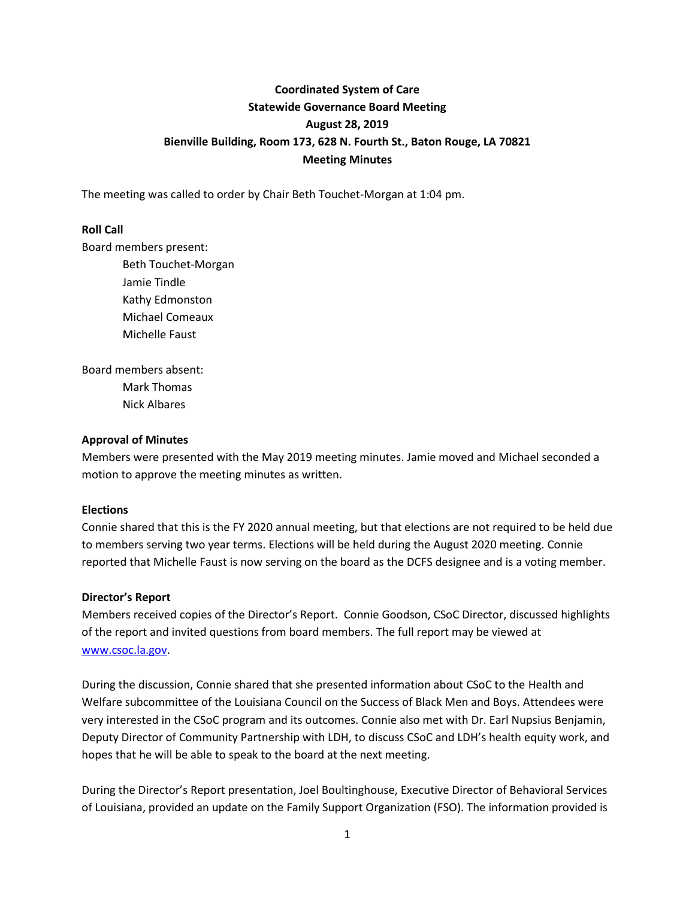**Coordinated System of Care**
**Statewide Governance Board Meeting**
**August 28, 2019**
**Bienville Building, Room 173, 628 N. Fourth St., Baton Rouge, LA 70821**
**Meeting Minutes**

The meeting was called to order by Chair Beth Touchet-Morgan at 1:04 pm.

**Roll Call**

Board members present:

- Beth Touchet-Morgan
- Jamie Tindle
- Kathy Edmonston
- Michael Comeaux
- Michelle Faust

Board members absent:

- Mark Thomas
- Nick Albares

**Approval of Minutes**

Members were presented with the May 2019 meeting minutes. Jamie moved and Michael seconded a motion to approve the meeting minutes as written.

**Elections**

Connie shared that this is the FY 2020 annual meeting, but that elections are not required to be held due to members serving two year terms. Elections will be held during the August 2020 meeting. Connie reported that Michelle Faust is now serving on the board as the DCFS designee and is a voting member.

**Director's Report**

Members received copies of the Director's Report. Connie Goodson, CSoC Director, discussed highlights of the report and invited questions from board members. The full report may be viewed at [www.csoc.la.gov](www.csoc.la.gov).

During the discussion, Connie shared that she presented information about CSoC to the Health and Welfare subcommittee of the Louisiana Council on the Success of Black Men and Boys. Attendees were very interested in the CSoC program and its outcomes. Connie also met with Dr. Earl Nupsius Benjamin, Deputy Director of Community Partnership with LDH, to discuss CSoC and LDH's health equity work, and hopes that he will be able to speak to the board at the next meeting.

During the Director's Report presentation, Joel Boultinghouse, Executive Director of Behavioral Services of Louisiana, provided an update on the Family Support Organization (FSO). The information provided is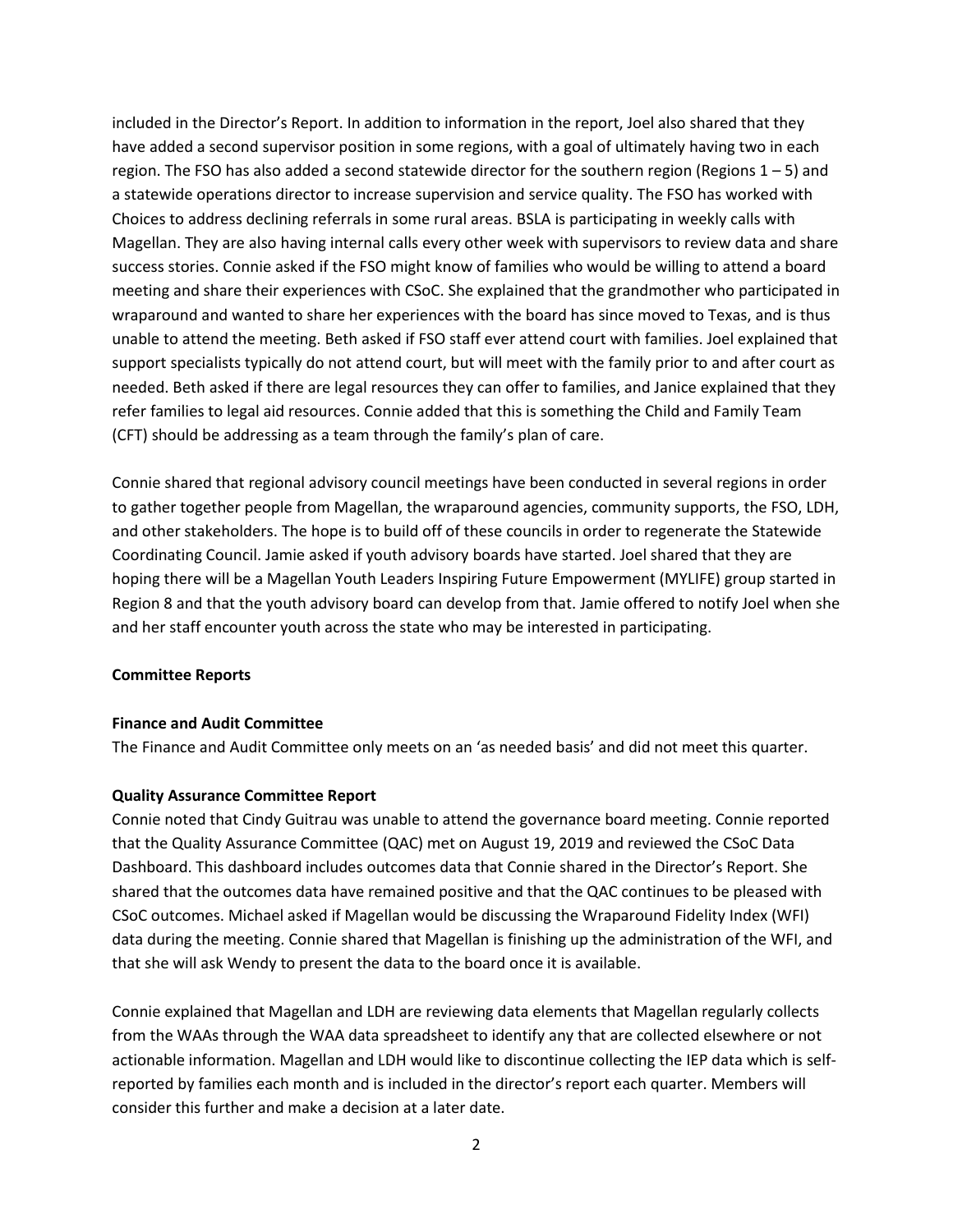included in the Director's Report. In addition to information in the report, Joel also shared that they have added a second supervisor position in some regions, with a goal of ultimately having two in each region. The FSO has also added a second statewide director for the southern region (Regions 1 – 5) and a statewide operations director to increase supervision and service quality. The FSO has worked with Choices to address declining referrals in some rural areas. BSLA is participating in weekly calls with Magellan. They are also having internal calls every other week with supervisors to review data and share success stories. Connie asked if the FSO might know of families who would be willing to attend a board meeting and share their experiences with CSoC. She explained that the grandmother who participated in wraparound and wanted to share her experiences with the board has since moved to Texas, and is thus unable to attend the meeting. Beth asked if FSO staff ever attend court with families. Joel explained that support specialists typically do not attend court, but will meet with the family prior to and after court as needed. Beth asked if there are legal resources they can offer to families, and Janice explained that they refer families to legal aid resources. Connie added that this is something the Child and Family Team (CFT) should be addressing as a team through the family's plan of care.

Connie shared that regional advisory council meetings have been conducted in several regions in order to gather together people from Magellan, the wraparound agencies, community supports, the FSO, LDH, and other stakeholders. The hope is to build off of these councils in order to regenerate the Statewide Coordinating Council. Jamie asked if youth advisory boards have started. Joel shared that they are hoping there will be a Magellan Youth Leaders Inspiring Future Empowerment (MYLIFE) group started in Region 8 and that the youth advisory board can develop from that. Jamie offered to notify Joel when she and her staff encounter youth across the state who may be interested in participating.

**Committee Reports**

**Finance and Audit Committee**

The Finance and Audit Committee only meets on an 'as needed basis' and did not meet this quarter.

**Quality Assurance Committee Report**

Connie noted that Cindy Guitrau was unable to attend the governance board meeting. Connie reported that the Quality Assurance Committee (QAC) met on August 19, 2019 and reviewed the CSoC Data Dashboard. This dashboard includes outcomes data that Connie shared in the Director's Report. She shared that the outcomes data have remained positive and that the QAC continues to be pleased with CSoC outcomes. Michael asked if Magellan would be discussing the Wraparound Fidelity Index (WFI) data during the meeting. Connie shared that Magellan is finishing up the administration of the WFI, and that she will ask Wendy to present the data to the board once it is available.

Connie explained that Magellan and LDH are reviewing data elements that Magellan regularly collects from the WAAs through the WAA data spreadsheet to identify any that are collected elsewhere or not actionable information. Magellan and LDH would like to discontinue collecting the IEP data which is self-reported by families each month and is included in the director's report each quarter. Members will consider this further and make a decision at a later date.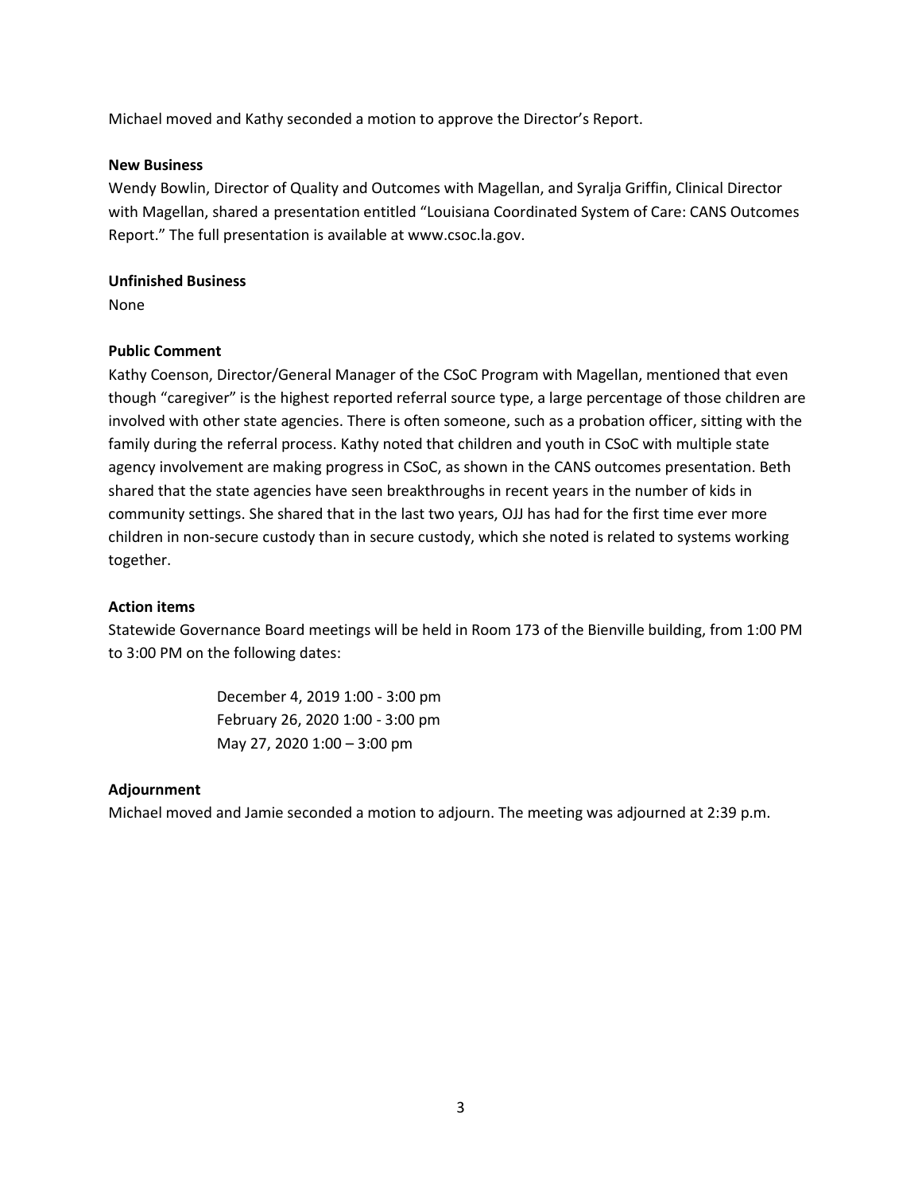Michael moved and Kathy seconded a motion to approve the Director's Report.

**New Business**

Wendy Bowlin, Director of Quality and Outcomes with Magellan, and Syralja Griffin, Clinical Director with Magellan, shared a presentation entitled "Louisiana Coordinated System of Care: CANS Outcomes Report." The full presentation is available at www.csoc.la.gov.

**Unfinished Business**

None

**Public Comment**

Kathy Coenson, Director/General Manager of the CSoC Program with Magellan, mentioned that even though "caregiver" is the highest reported referral source type, a large percentage of those children are involved with other state agencies. There is often someone, such as a probation officer, sitting with the family during the referral process. Kathy noted that children and youth in CSoC with multiple state agency involvement are making progress in CSoC, as shown in the CANS outcomes presentation. Beth shared that the state agencies have seen breakthroughs in recent years in the number of kids in community settings. She shared that in the last two years, OJJ has had for the first time ever more children in non-secure custody than in secure custody, which she noted is related to systems working together.

**Action items**

Statewide Governance Board meetings will be held in Room 173 of the Bienville building, from 1:00 PM to 3:00 PM on the following dates:

December 4, 2019 1:00 - 3:00 pm
February 26, 2020 1:00 - 3:00 pm
May 27, 2020 1:00 – 3:00 pm

**Adjournment**

Michael moved and Jamie seconded a motion to adjourn. The meeting was adjourned at 2:39 p.m.